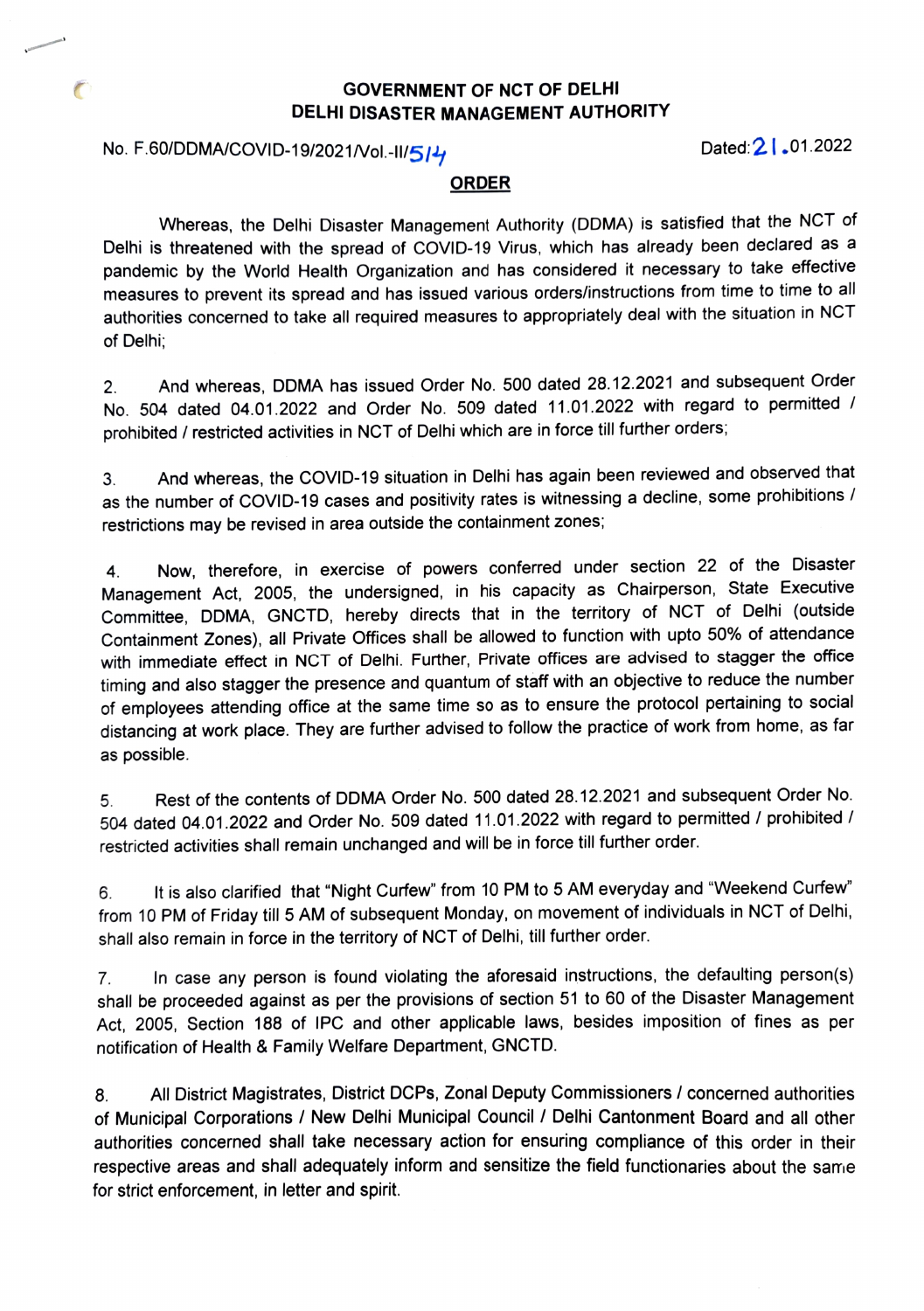**GOVERNMENT OF NCT OF DELHI**
**DELHI DISASTER MANAGEMENT AUTHORITY**

No. F.60/DDMA/COVID-19/2021/Vol.-II/514 Dated: 21.01.2022

**ORDER**

Whereas, the Delhi Disaster Management Authority (DDMA) is satisfied that the NCT of Delhi is threatened with the spread of COVID-19 Virus, which has already been declared as a pandemic by the World Health Organization and has considered it necessary to take effective measures to prevent its spread and has issued various orders/instructions from time to time to all authorities concerned to take all required measures to appropriately deal with the situation in NCT of Delhi;

2. And whereas, DDMA has issued Order No. 500 dated 28.12.2021 and subsequent Order No. 504 dated 04.01.2022 and Order No. 509 dated 11.01.2022 with regard to permitted / prohibited / restricted activities in NCT of Delhi which are in force till further orders;

3. And whereas, the COVID-19 situation in Delhi has again been reviewed and observed that as the number of COVID-19 cases and positivity rates is witnessing a decline, some prohibitions / restrictions may be revised in area outside the containment zones;

4. Now, therefore, in exercise of powers conferred under section 22 of the Disaster Management Act, 2005, the undersigned, in his capacity as Chairperson, State Executive Committee, DDMA, GNCTD, hereby directs that in the territory of NCT of Delhi (outside Containment Zones), all Private Offices shall be allowed to function with upto 50% of attendance with immediate effect in NCT of Delhi. Further, Private offices are advised to stagger the office timing and also stagger the presence and quantum of staff with an objective to reduce the number of employees attending office at the same time so as to ensure the protocol pertaining to social distancing at work place. They are further advised to follow the practice of work from home, as far as possible.

5. Rest of the contents of DDMA Order No. 500 dated 28.12.2021 and subsequent Order No. 504 dated 04.01.2022 and Order No. 509 dated 11.01.2022 with regard to permitted / prohibited / restricted activities shall remain unchanged and will be in force till further order.

6. It is also clarified that "Night Curfew" from 10 PM to 5 AM everyday and "Weekend Curfew" from 10 PM of Friday till 5 AM of subsequent Monday, on movement of individuals in NCT of Delhi, shall also remain in force in the territory of NCT of Delhi, till further order.

7. In case any person is found violating the aforesaid instructions, the defaulting person(s) shall be proceeded against as per the provisions of section 51 to 60 of the Disaster Management Act, 2005, Section 188 of IPC and other applicable laws, besides imposition of fines as per notification of Health & Family Welfare Department, GNCTD.

8. All District Magistrates, District DCPs, Zonal Deputy Commissioners / concerned authorities of Municipal Corporations / New Delhi Municipal Council / Delhi Cantonment Board and all other authorities concerned shall take necessary action for ensuring compliance of this order in their respective areas and shall adequately inform and sensitize the field functionaries about the same for strict enforcement, in letter and spirit.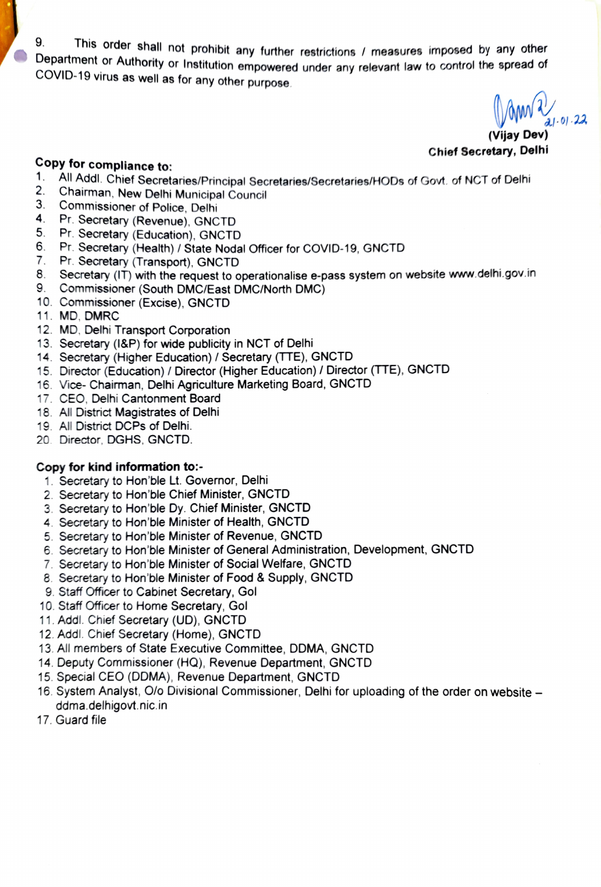9. This order shall not prohibit any further restrictions / measures imposed by any other Department or Authority or Institution empowered under any relevant law to control the spread of COVID-19 virus as well as for any other purpose.

21.01.22

**(Vijay Dev)**
**Chief Secretary, Delhi**

**Copy for compliance to:**

1. All Addl. Chief Secretaries/Principal Secretaries/Secretaries/HODs of Govt. of NCT of Delhi
2. Chairman, New Delhi Municipal Council
3. Commissioner of Police, Delhi
4. Pr. Secretary (Revenue), GNCTD
5. Pr. Secretary (Education), GNCTD
6. Pr. Secretary (Health) / State Nodal Officer for COVID-19, GNCTD
7. Pr. Secretary (Transport), GNCTD
8. Secretary (IT) with the request to operationalise e-pass system on website www.delhi.gov.in
9. Commissioner (South DMC/East DMC/North DMC)
10. Commissioner (Excise), GNCTD
11. MD, DMRC
12. MD, Delhi Transport Corporation
13. Secretary (I&P) for wide publicity in NCT of Delhi
14. Secretary (Higher Education) / Secretary (TTE), GNCTD
15. Director (Education) / Director (Higher Education) / Director (TTE), GNCTD
16. Vice- Chairman, Delhi Agriculture Marketing Board, GNCTD
17. CEO, Delhi Cantonment Board
18. All District Magistrates of Delhi
19. All District DCPs of Delhi.
20. Director, DGHS, GNCTD.

**Copy for kind information to:-**

1. Secretary to Hon'ble Lt. Governor, Delhi
2. Secretary to Hon'ble Chief Minister, GNCTD
3. Secretary to Hon'ble Dy. Chief Minister, GNCTD
4. Secretary to Hon'ble Minister of Health, GNCTD
5. Secretary to Hon'ble Minister of Revenue, GNCTD
6. Secretary to Hon'ble Minister of General Administration, Development, GNCTD
7. Secretary to Hon'ble Minister of Social Welfare, GNCTD
8. Secretary to Hon'ble Minister of Food & Supply, GNCTD
9. Staff Officer to Cabinet Secretary, GoI
10. Staff Officer to Home Secretary, GoI
11. Addl. Chief Secretary (UD), GNCTD
12. Addl. Chief Secretary (Home), GNCTD
13. All members of State Executive Committee, DDMA, GNCTD
14. Deputy Commissioner (HQ), Revenue Department, GNCTD
15. Special CEO (DDMA), Revenue Department, GNCTD
16. System Analyst, O/o Divisional Commissioner, Delhi for uploading of the order on website – ddma.delhigovt.nic.in
17. Guard file